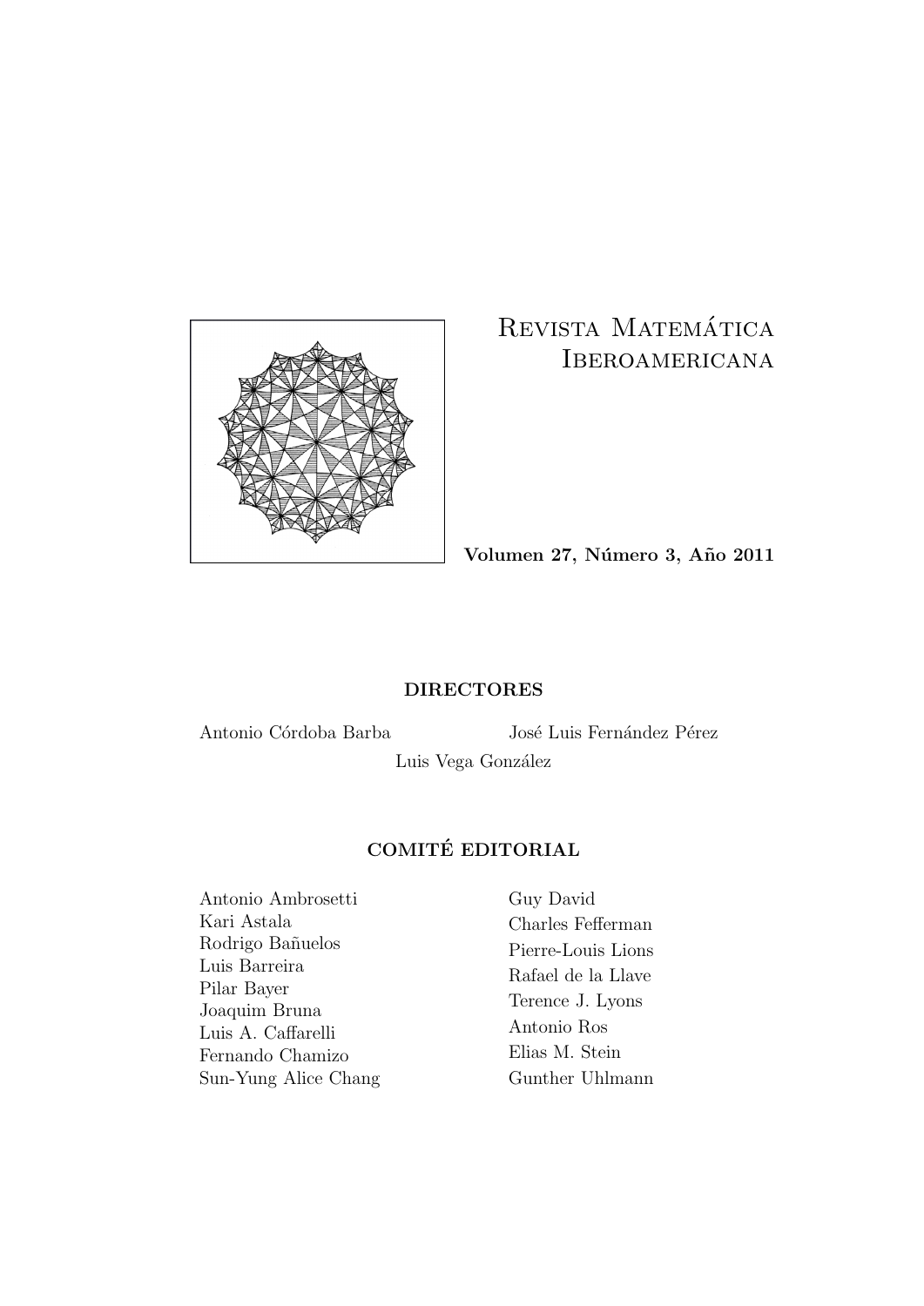# Revista Matemática Iberoamericana

**Volumen 27, Número 3, Año 2011**

## DIRECTORES

Antonio Córdoba Barba

José Luis Fernández Pérez

Luis Vega González

## COMITÉ EDITORIAL

Antonio Ambrosetti
Kari Astala
Rodrigo Bañuelos
Luis Barreira
Pilar Bayer
Joaquim Bruna
Luis A. Caffarelli
Fernando Chamizo
Sun-Yung Alice Chang
Guy David
Charles Fefferman
Pierre-Louis Lions
Rafael de la Llave
Terence J. Lyons
Antonio Ros
Elias M. Stein
Gunther Uhlmann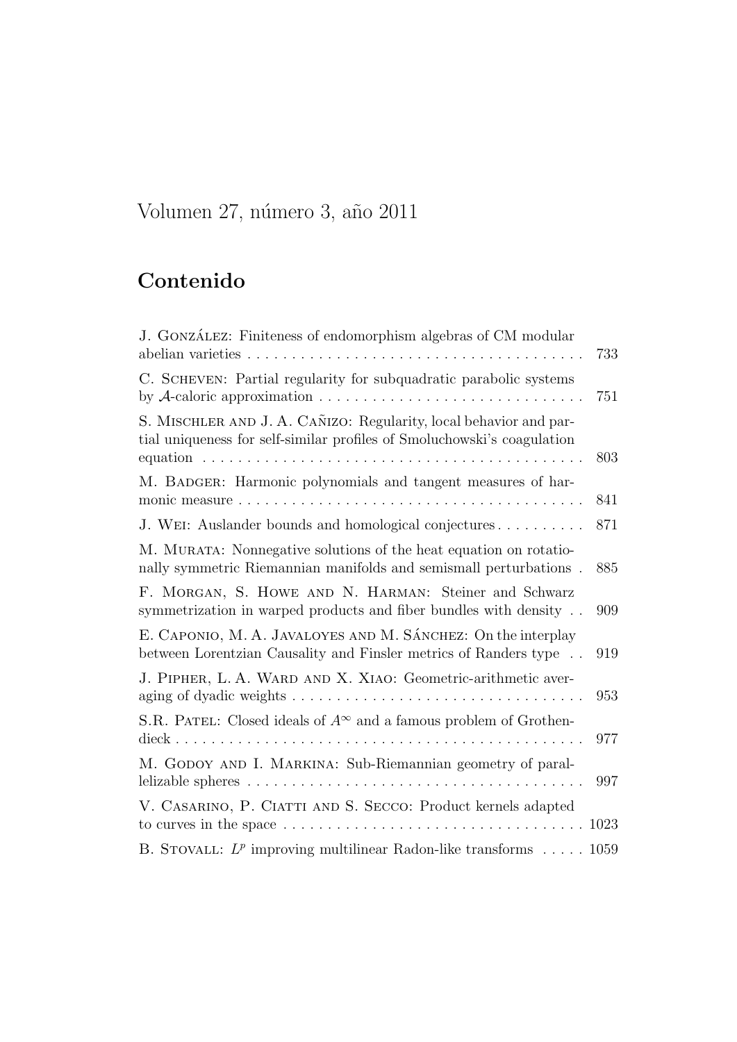Volumen 27, número 3, año 2011

## Contenido

| | |
|---|---|
| J. González: Finiteness of endomorphism algebras of CM modular abelian varieties | 733 |
| C. Scheven: Partial regularity for subquadratic parabolic systems by $\mathcal{A}$-caloric approximation | 751 |
| S. Mischler and J. A. Cañizo: Regularity, local behavior and partial uniqueness for self-similar profiles of Smoluchowski's coagulation equation | 803 |
| M. Badger: Harmonic polynomials and tangent measures of harmonic measure | 841 |
| J. Wei: Auslander bounds and homological conjectures | 871 |
| M. Murata: Nonnegative solutions of the heat equation on rotationally symmetric Riemannian manifolds and semismall perturbations | 885 |
| F. Morgan, S. Howe and N. Harman: Steiner and Schwarz symmetrization in warped products and fiber bundles with density | 909 |
| E. Caponio, M. A. Javaloyes and M. Sánchez: On the interplay between Lorentzian Causality and Finsler metrics of Randers type | 919 |
| J. Pipher, L. A. Ward and X. Xiao: Geometric-arithmetic averaging of dyadic weights | 953 |
| S.R. Patel: Closed ideals of $A^\infty$ and a famous problem of Grothendieck | 977 |
| M. Godoy and I. Markina: Sub-Riemannian geometry of parallelizable spheres | 997 |
| V. Casarino, P. Ciatti and S. Secco: Product kernels adapted to curves in the space | 1023 |
| B. Stovall: $L^p$ improving multilinear Radon-like transforms | 1059 |